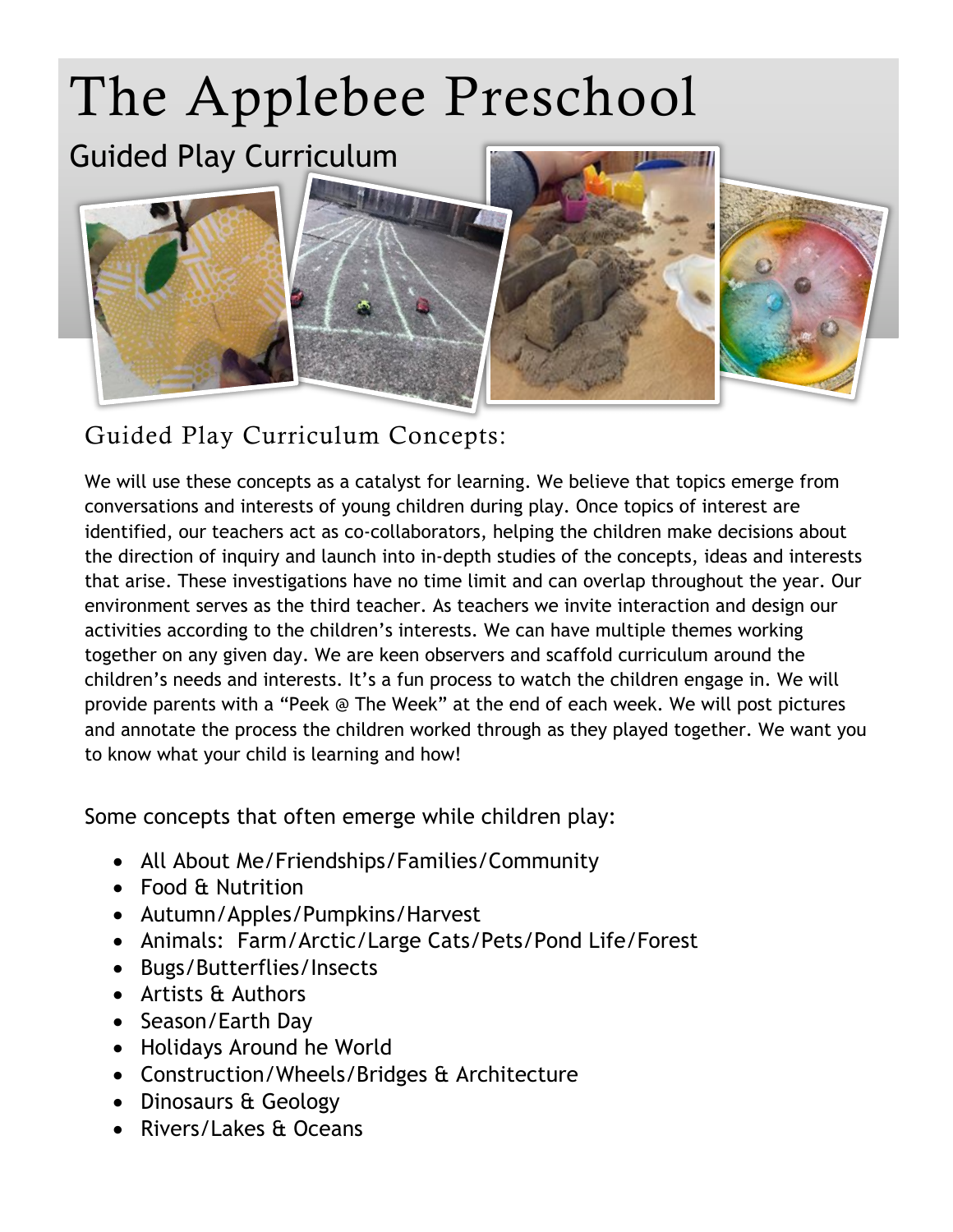# The Applebee Preschool

## Guided Play Curriculum

### Guided Play Curriculum Concepts:

We will use these concepts as a catalyst for learning. We believe that topics emerge from conversations and interests of young children during play. Once topics of interest are identified, our teachers act as co-collaborators, helping the children make decisions about the direction of inquiry and launch into in-depth studies of the concepts, ideas and interests that arise. These investigations have no time limit and can overlap throughout the year. Our environment serves as the third teacher. As teachers we invite interaction and design our activities according to the children's interests. We can have multiple themes working together on any given day. We are keen observers and scaffold curriculum around the children's needs and interests. It's a fun process to watch the children engage in. We will provide parents with a "Peek @ The Week" at the end of each week. We will post pictures and annotate the process the children worked through as they played together. We want you to know what your child is learning and how!

Some concepts that often emerge while children play:

- All About Me/Friendships/Families/Community
- Food & Nutrition
- Autumn/Apples/Pumpkins/Harvest
- Animals: Farm/Arctic/Large Cats/Pets/Pond Life/Forest
- Bugs/Butterflies/Insects
- Artists & Authors
- Season/Earth Day
- Holidays Around he World
- Construction/Wheels/Bridges & Architecture
- Dinosaurs & Geology
- Rivers/Lakes & Oceans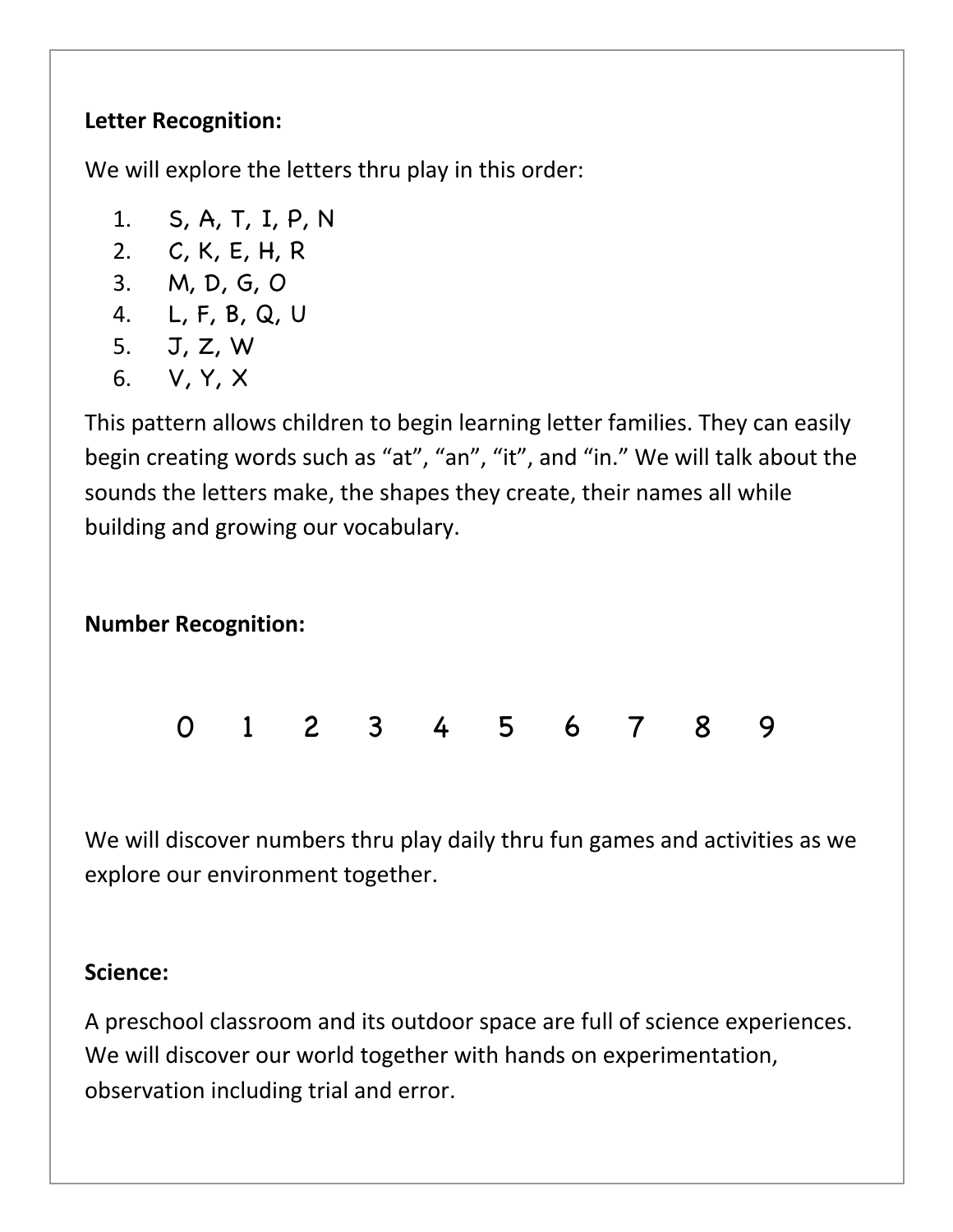**Letter Recognition:**

We will explore the letters thru play in this order:

1. S, A, T, I, P, N
2. C, K, E, H, R
3. M, D, G, O
4. L, F, B, Q, U
5. J, Z, W
6. V, Y, X

This pattern allows children to begin learning letter families. They can easily begin creating words such as “at”, “an”, “it”, and “in.” We will talk about the sounds the letters make, the shapes they create, their names all while building and growing our vocabulary.

**Number Recognition:**

0 1 2 3 4 5 6 7 8 9

We will discover numbers thru play daily thru fun games and activities as we explore our environment together.

**Science:**

A preschool classroom and its outdoor space are full of science experiences. We will discover our world together with hands on experimentation, observation including trial and error.